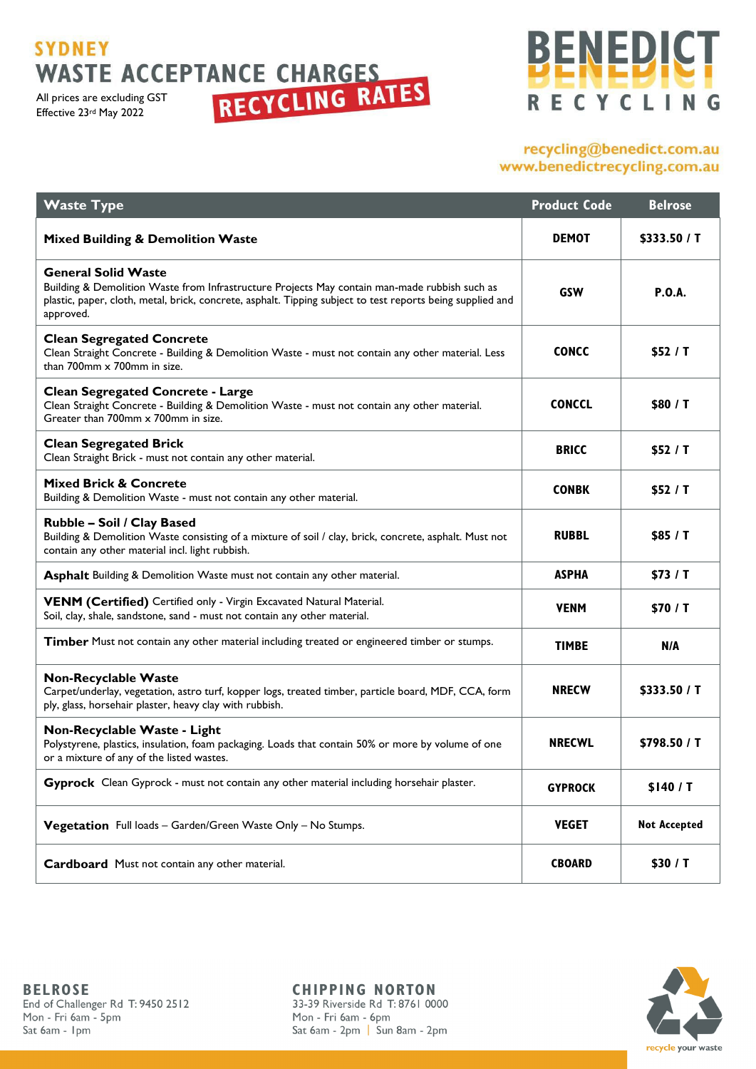# SYDNEY WASTE ACCEPTANCE CHARGES

## RECYCLING RATES

All prices are excluding GST
Effective 23rd May 2022

**BENEDICT RECYCLING**

recycling@benedict.com.au
www.benedictrecycling.com.au

| Waste Type | Product Code | Belrose |
|---|---|---|
| **Mixed Building & Demolition Waste** | **DEMOT** | **$333.50 / T** |
| **General Solid Waste** Building & Demolition Waste from Infrastructure Projects May contain man-made rubbish such as plastic, paper, cloth, metal, brick, concrete, asphalt. Tipping subject to test reports being supplied and approved. | **GSW** | **P.O.A.** |
| **Clean Segregated Concrete** Clean Straight Concrete - Building & Demolition Waste - must not contain any other material. Less than 700mm x 700mm in size. | **CONCC** | **$52 / T** |
| **Clean Segregated Concrete - Large** Clean Straight Concrete - Building & Demolition Waste - must not contain any other material. Greater than 700mm x 700mm in size. | **CONCCL** | **$80 / T** |
| **Clean Segregated Brick** Clean Straight Brick - must not contain any other material. | **BRICC** | **$52 / T** |
| **Mixed Brick & Concrete** Building & Demolition Waste - must not contain any other material. | **CONBK** | **$52 / T** |
| **Rubble – Soil / Clay Based** Building & Demolition Waste consisting of a mixture of soil / clay, brick, concrete, asphalt. Must not contain any other material incl. light rubbish. | **RUBBL** | **$85 / T** |
| **Asphalt** Building & Demolition Waste must not contain any other material. | **ASPHA** | **$73 / T** |
| **VENM (Certified)** Certified only - Virgin Excavated Natural Material. Soil, clay, shale, sandstone, sand - must not contain any other material. | **VENM** | **$70 / T** |
| **Timber** Must not contain any other material including treated or engineered timber or stumps. | **TIMBE** | **N/A** |
| **Non-Recyclable Waste** Carpet/underlay, vegetation, astro turf, kopper logs, treated timber, particle board, MDF, CCA, form ply, glass, horsehair plaster, heavy clay with rubbish. | **NRECW** | **$333.50 / T** |
| **Non-Recyclable Waste - Light** Polystyrene, plastics, insulation, foam packaging. Loads that contain 50% or more by volume of one or a mixture of any of the listed wastes. | **NRECWL** | **$798.50 / T** |
| **Gyprock** Clean Gyprock - must not contain any other material including horsehair plaster. | **GYPROCK** | **$140 / T** |
| **Vegetation** Full loads – Garden/Green Waste Only – No Stumps. | **VEGET** | **Not Accepted** |
| **Cardboard** Must not contain any other material. | **CBOARD** | **$30 / T** |

**BELROSE**
End of Challenger Rd T: 9450 2512
Mon - Fri 6am - 5pm
Sat 6am - 1pm

**CHIPPING NORTON**
33-39 Riverside Rd T: 8761 0000
Mon - Fri 6am - 6pm
Sat 6am - 2pm | Sun 8am - 2pm

recycle your waste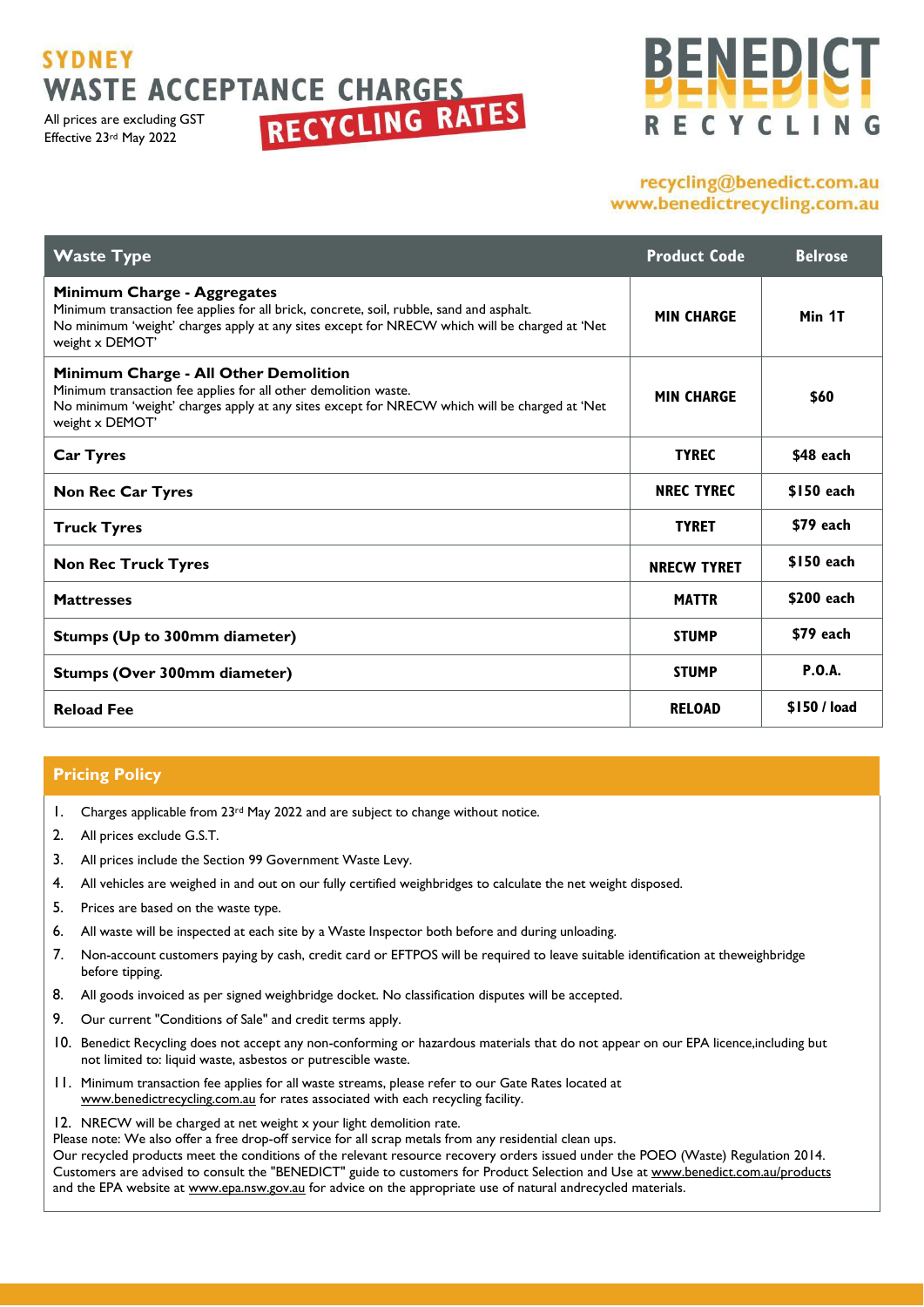# SYDNEY WASTE ACCEPTANCE CHARGES

## RECYCLING RATES

All prices are excluding GST
Effective 23rd May 2022

BENEDICT RECYCLING

recycling@benedict.com.au
www.benedictrecycling.com.au

| Waste Type | Product Code | Belrose |
|---|---|---|
| **Minimum Charge - Aggregates**<br>Minimum transaction fee applies for all brick, concrete, soil, rubble, sand and asphalt.<br>No minimum 'weight' charges apply at any sites except for NRECW which will be charged at 'Net weight x DEMOT' | MIN CHARGE | Min 1T |
| **Minimum Charge - All Other Demolition**<br>Minimum transaction fee applies for all other demolition waste.<br>No minimum 'weight' charges apply at any sites except for NRECW which will be charged at 'Net weight x DEMOT' | MIN CHARGE | $60 |
| **Car Tyres** | TYREC | $48 each |
| **Non Rec Car Tyres** | NREC TYREC | $150 each |
| **Truck Tyres** | TYRET | $79 each |
| **Non Rec Truck Tyres** | NRECW TYRET | $150 each |
| **Mattresses** | MATTR | $200 each |
| **Stumps (Up to 300mm diameter)** | STUMP | $79 each |
| **Stumps (Over 300mm diameter)** | STUMP | P.O.A. |
| **Reload Fee** | RELOAD | $150 / load |

## Pricing Policy

1. Charges applicable from 23rd May 2022 and are subject to change without notice.
2. All prices exclude G.S.T.
3. All prices include the Section 99 Government Waste Levy.
4. All vehicles are weighed in and out on our fully certified weighbridges to calculate the net weight disposed.
5. Prices are based on the waste type.
6. All waste will be inspected at each site by a Waste Inspector both before and during unloading.
7. Non-account customers paying by cash, credit card or EFTPOS will be required to leave suitable identification at theweighbridge before tipping.
8. All goods invoiced as per signed weighbridge docket. No classification disputes will be accepted.
9. Our current "Conditions of Sale" and credit terms apply.
10. Benedict Recycling does not accept any non-conforming or hazardous materials that do not appear on our EPA licence,including but not limited to: liquid waste, asbestos or putrescible waste.
11. Minimum transaction fee applies for all waste streams, please refer to our Gate Rates located at www.benedictrecycling.com.au for rates associated with each recycling facility.
12. NRECW will be charged at net weight x your light demolition rate.

Please note: We also offer a free drop-off service for all scrap metals from any residential clean ups.
Our recycled products meet the conditions of the relevant resource recovery orders issued under the POEO (Waste) Regulation 2014. Customers are advised to consult the "BENEDICT" guide to customers for Product Selection and Use at www.benedict.com.au/products and the EPA website at www.epa.nsw.gov.au for advice on the appropriate use of natural andrecycled materials.